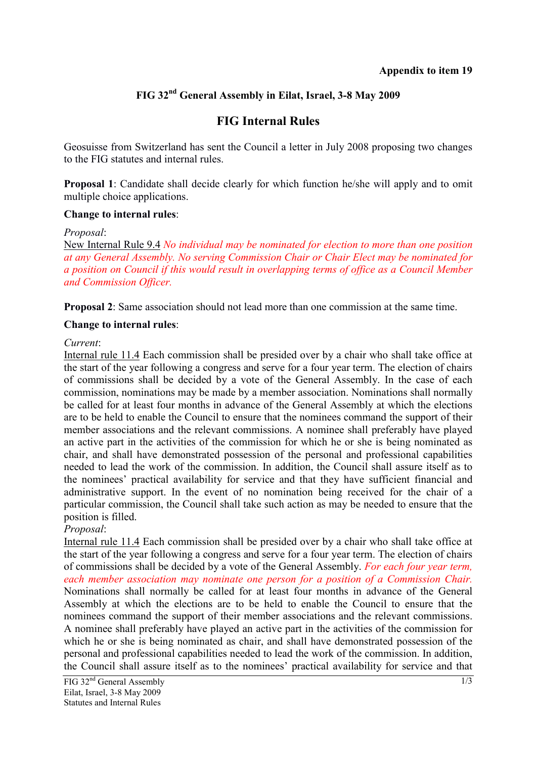**Appendix to item 19**

## FIG 32nd General Assembly in Eilat, Israel, 3-8 May 2009

# FIG Internal Rules

Geosuisse from Switzerland has sent the Council a letter in July 2008 proposing two changes to the FIG statutes and internal rules.

**Proposal 1**: Candidate shall decide clearly for which function he/she will apply and to omit multiple choice applications.

**Change to internal rules**:

*Proposal*:

New Internal Rule 9.4 *No individual may be nominated for election to more than one position at any General Assembly. No serving Commission Chair or Chair Elect may be nominated for a position on Council if this would result in overlapping terms of office as a Council Member and Commission Officer.*

**Proposal 2**: Same association should not lead more than one commission at the same time.

**Change to internal rules**:

*Current*:

Internal rule 11.4 Each commission shall be presided over by a chair who shall take office at the start of the year following a congress and serve for a four year term. The election of chairs of commissions shall be decided by a vote of the General Assembly. In the case of each commission, nominations may be made by a member association. Nominations shall normally be called for at least four months in advance of the General Assembly at which the elections are to be held to enable the Council to ensure that the nominees command the support of their member associations and the relevant commissions. A nominee shall preferably have played an active part in the activities of the commission for which he or she is being nominated as chair, and shall have demonstrated possession of the personal and professional capabilities needed to lead the work of the commission. In addition, the Council shall assure itself as to the nominees' practical availability for service and that they have sufficient financial and administrative support. In the event of no nomination being received for the chair of a particular commission, the Council shall take such action as may be needed to ensure that the position is filled.

*Proposal*:

Internal rule 11.4 Each commission shall be presided over by a chair who shall take office at the start of the year following a congress and serve for a four year term. The election of chairs of commissions shall be decided by a vote of the General Assembly. *For each four year term, each member association may nominate one person for a position of a Commission Chair.* Nominations shall normally be called for at least four months in advance of the General Assembly at which the elections are to be held to enable the Council to ensure that the nominees command the support of their member associations and the relevant commissions. A nominee shall preferably have played an active part in the activities of the commission for which he or she is being nominated as chair, and shall have demonstrated possession of the personal and professional capabilities needed to lead the work of the commission. In addition, the Council shall assure itself as to the nominees' practical availability for service and that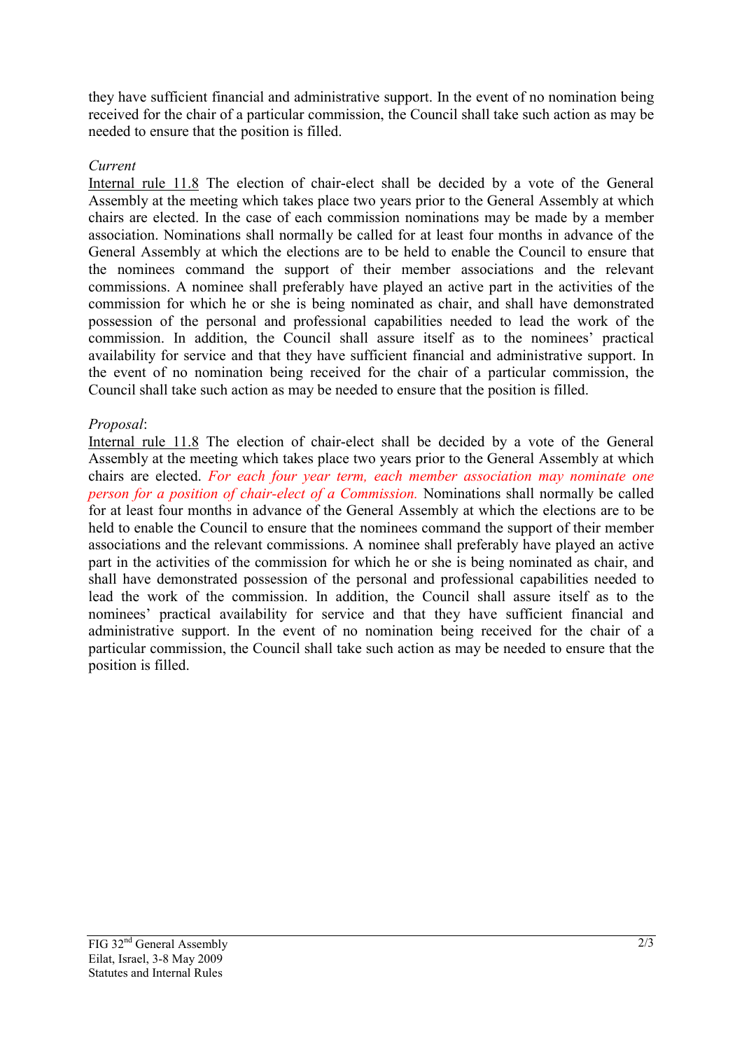they have sufficient financial and administrative support. In the event of no nomination being received for the chair of a particular commission, the Council shall take such action as may be needed to ensure that the position is filled.

*Current*

Internal rule 11.8 The election of chair-elect shall be decided by a vote of the General Assembly at the meeting which takes place two years prior to the General Assembly at which chairs are elected. In the case of each commission nominations may be made by a member association. Nominations shall normally be called for at least four months in advance of the General Assembly at which the elections are to be held to enable the Council to ensure that the nominees command the support of their member associations and the relevant commissions. A nominee shall preferably have played an active part in the activities of the commission for which he or she is being nominated as chair, and shall have demonstrated possession of the personal and professional capabilities needed to lead the work of the commission. In addition, the Council shall assure itself as to the nominees' practical availability for service and that they have sufficient financial and administrative support. In the event of no nomination being received for the chair of a particular commission, the Council shall take such action as may be needed to ensure that the position is filled.

*Proposal*:

Internal rule 11.8 The election of chair-elect shall be decided by a vote of the General Assembly at the meeting which takes place two years prior to the General Assembly at which chairs are elected. *For each four year term, each member association may nominate one person for a position of chair-elect of a Commission.* Nominations shall normally be called for at least four months in advance of the General Assembly at which the elections are to be held to enable the Council to ensure that the nominees command the support of their member associations and the relevant commissions. A nominee shall preferably have played an active part in the activities of the commission for which he or she is being nominated as chair, and shall have demonstrated possession of the personal and professional capabilities needed to lead the work of the commission. In addition, the Council shall assure itself as to the nominees' practical availability for service and that they have sufficient financial and administrative support. In the event of no nomination being received for the chair of a particular commission, the Council shall take such action as may be needed to ensure that the position is filled.